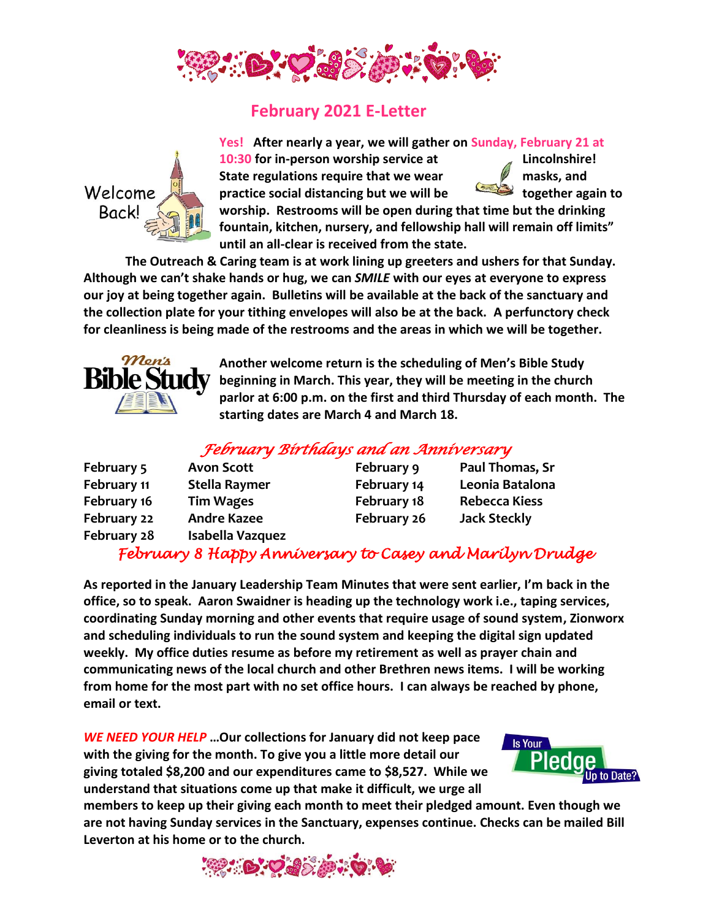# February 2021 E-Letter

Welcome Back!

**Yes! After nearly a year, we will gather on Sunday, February 21 at 10:30 for in-person worship service at Lincolnshire! State regulations require that we wear masks, and practice social distancing but we will be together again to worship. Restrooms will be open during that time but the drinking fountain, kitchen, nursery, and fellowship hall will remain off limits" until an all-clear is received from the state.**

**The Outreach & Caring team is at work lining up greeters and ushers for that Sunday. Although we can't shake hands or hug, we can *SMILE* with our eyes at everyone to express our joy at being together again. Bulletins will be available at the back of the sanctuary and the collection plate for your tithing envelopes will also be at the back. A perfunctory check for cleanliness is being made of the restrooms and the areas in which we will be together.**

Men's Bible Study

**Another welcome return is the scheduling of Men's Bible Study beginning in March. This year, they will be meeting in the church parlor at 6:00 p.m. on the first and third Thursday of each month. The starting dates are March 4 and March 18.**

## *February Birthdays and an Anniversary*

| | | | |
|---|---|---|---|
| **February 5** | **Avon Scott** | **February 9** | **Paul Thomas, Sr** |
| **February 11** | **Stella Raymer** | **February 14** | **Leonia Batalona** |
| **February 16** | **Tim Wages** | **February 18** | **Rebecca Kiess** |
| **February 22** | **Andre Kazee** | **February 26** | **Jack Steckly** |
| **February 28** | **Isabella Vazquez** | | |

*February 8 Happy Anniversary to Casey and Marilyn Drudge*

**As reported in the January Leadership Team Minutes that were sent earlier, I'm back in the office, so to speak. Aaron Swaidner is heading up the technology work i.e., taping services, coordinating Sunday morning and other events that require usage of sound system, Zionworx and scheduling individuals to run the sound system and keeping the digital sign updated weekly. My office duties resume as before my retirement as well as prayer chain and communicating news of the local church and other Brethren news items. I will be working from home for the most part with no set office hours. I can always be reached by phone, email or text.**

***WE NEED YOUR HELP* …Our collections for January did not keep pace with the giving for the month. To give you a little more detail our giving totaled $8,200 and our expenditures came to $8,527. While we understand that situations come up that make it difficult, we urge all members to keep up their giving each month to meet their pledged amount. Even though we are not having Sunday services in the Sanctuary, expenses continue. Checks can be mailed Bill Leverton at his home or to the church.**

Is Your Pledge Up to Date?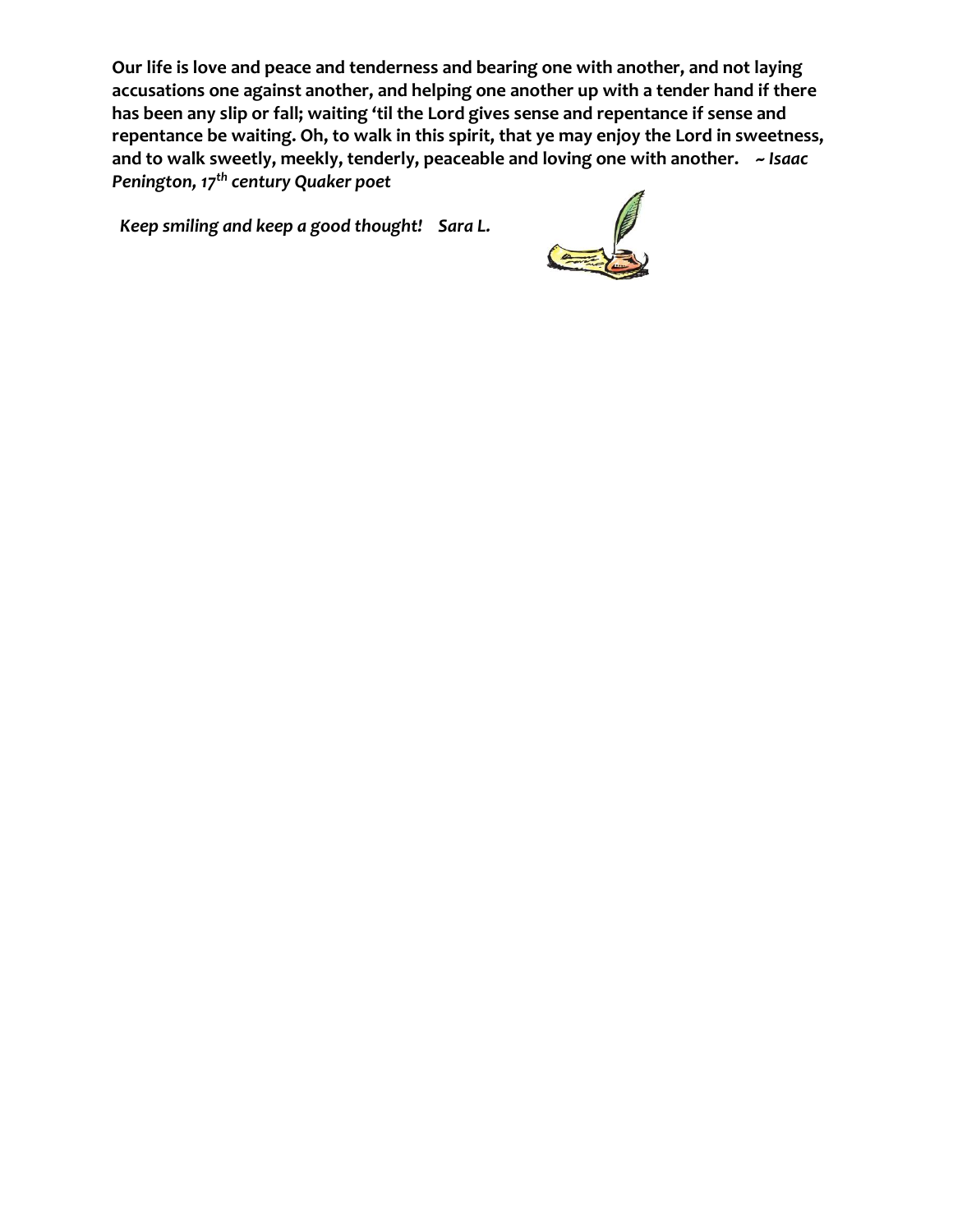**Our life is love and peace and tenderness and bearing one with another, and not laying accusations one against another, and helping one another up with a tender hand if there has been any slip or fall; waiting 'til the Lord gives sense and repentance if sense and repentance be waiting. Oh, to walk in this spirit, that ye may enjoy the Lord in sweetness, and to walk sweetly, meekly, tenderly, peaceable and loving one with another.** ***~ Isaac Penington, 17th century Quaker poet***

***Keep smiling and keep a good thought! Sara L.***